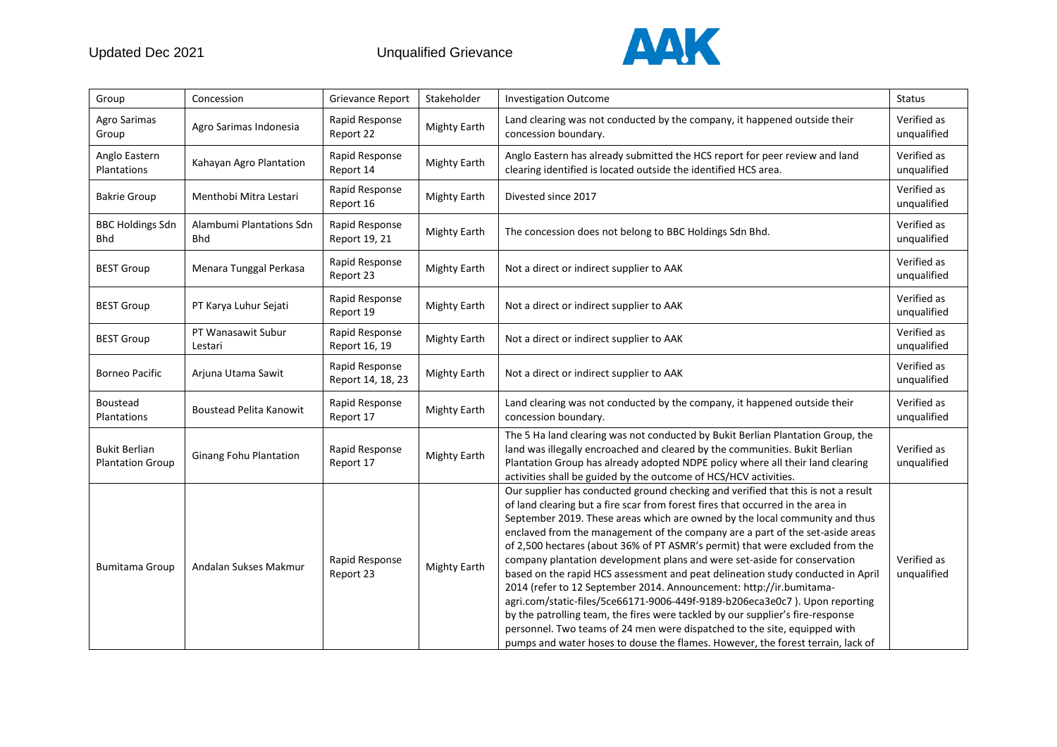| Group | Concession | Grievance Report | Stakeholder | Investigation Outcome | Status |
|---|---|---|---|---|---|
| Agro Sarimas Group | Agro Sarimas Indonesia | Rapid Response Report 22 | Mighty Earth | Land clearing was not conducted by the company, it happened outside their concession boundary. | Verified as unqualified |
| Anglo Eastern Plantations | Kahayan Agro Plantation | Rapid Response Report 14 | Mighty Earth | Anglo Eastern has already submitted the HCS report for peer review and land clearing identified is located outside the identified HCS area. | Verified as unqualified |
| Bakrie Group | Menthobi Mitra Lestari | Rapid Response Report 16 | Mighty Earth | Divested since 2017 | Verified as unqualified |
| BBC Holdings Sdn Bhd | Alambumi Plantations Sdn Bhd | Rapid Response Report 19, 21 | Mighty Earth | The concession does not belong to BBC Holdings Sdn Bhd. | Verified as unqualified |
| BEST Group | Menara Tunggal Perkasa | Rapid Response Report 23 | Mighty Earth | Not a direct or indirect supplier to AAK | Verified as unqualified |
| BEST Group | PT Karya Luhur Sejati | Rapid Response Report 19 | Mighty Earth | Not a direct or indirect supplier to AAK | Verified as unqualified |
| BEST Group | PT Wanasawit Subur Lestari | Rapid Response Report 16, 19 | Mighty Earth | Not a direct or indirect supplier to AAK | Verified as unqualified |
| Borneo Pacific | Arjuna Utama Sawit | Rapid Response Report 14, 18, 23 | Mighty Earth | Not a direct or indirect supplier to AAK | Verified as unqualified |
| Boustead Plantations | Boustead Pelita Kanowit | Rapid Response Report 17 | Mighty Earth | Land clearing was not conducted by the company, it happened outside their concession boundary. | Verified as unqualified |
| Bukit Berlian Plantation Group | Ginang Fohu Plantation | Rapid Response Report 17 | Mighty Earth | The 5 Ha land clearing was not conducted by Bukit Berlian Plantation Group, the land was illegally encroached and cleared by the communities. Bukit Berlian Plantation Group has already adopted NDPE policy where all their land clearing activities shall be guided by the outcome of HCS/HCV activities. | Verified as unqualified |
| Bumitama Group | Andalan Sukses Makmur | Rapid Response Report 23 | Mighty Earth | Our supplier has conducted ground checking and verified that this is not a result of land clearing but a fire scar from forest fires that occurred in the area in September 2019. These areas which are owned by the local community and thus enclaved from the management of the company are a part of the set-aside areas of 2,500 hectares (about 36% of PT ASMR's permit) that were excluded from the company plantation development plans and were set-aside for conservation based on the rapid HCS assessment and peat delineation study conducted in April 2014 (refer to 12 September 2014. Announcement: http://ir.bumitama-agri.com/static-files/5ce66171-9006-449f-9189-b206eca3e0c7 ). Upon reporting by the patrolling team, the fires were tackled by our supplier's fire-response personnel. Two teams of 24 men were dispatched to the site, equipped with pumps and water hoses to douse the flames. However, the forest terrain, lack of | Verified as unqualified |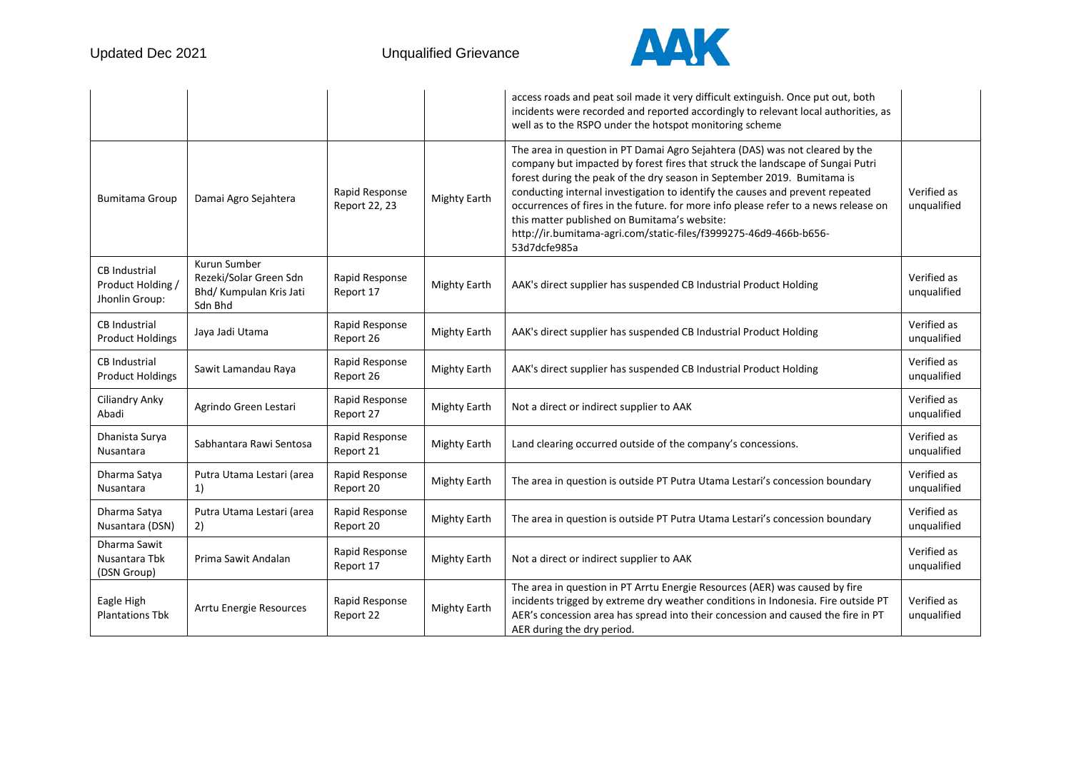| | | | | access roads and peat soil made it very difficult extinguish. Once put out, both incidents were recorded and reported accordingly to relevant local authorities, as well as to the RSPO under the hotspot monitoring scheme | |
|---|---|---|---|---|---|
| Bumitama Group | Damai Agro Sejahtera | Rapid Response Report 22, 23 | Mighty Earth | The area in question in PT Damai Agro Sejahtera (DAS) was not cleared by the company but impacted by forest fires that struck the landscape of Sungai Putri forest during the peak of the dry season in September 2019. Bumitama is conducting internal investigation to identify the causes and prevent repeated occurrences of fires in the future. for more info please refer to a news release on this matter published on Bumitama's website: http://ir.bumitama-agri.com/static-files/f3999275-46d9-466b-b656-53d7dcfe985a | Verified as unqualified |
| CB Industrial Product Holding / Jhonlin Group: | Kurun Sumber Rezeki/Solar Green Sdn Bhd/ Kumpulan Kris Jati Sdn Bhd | Rapid Response Report 17 | Mighty Earth | AAK's direct supplier has suspended CB Industrial Product Holding | Verified as unqualified |
| CB Industrial Product Holdings | Jaya Jadi Utama | Rapid Response Report 26 | Mighty Earth | AAK's direct supplier has suspended CB Industrial Product Holding | Verified as unqualified |
| CB Industrial Product Holdings | Sawit Lamandau Raya | Rapid Response Report 26 | Mighty Earth | AAK's direct supplier has suspended CB Industrial Product Holding | Verified as unqualified |
| Ciliandry Anky Abadi | Agrindo Green Lestari | Rapid Response Report 27 | Mighty Earth | Not a direct or indirect supplier to AAK | Verified as unqualified |
| Dhanista Surya Nusantara | Sabhantara Rawi Sentosa | Rapid Response Report 21 | Mighty Earth | Land clearing occurred outside of the company's concessions. | Verified as unqualified |
| Dharma Satya Nusantara | Putra Utama Lestari (area 1) | Rapid Response Report 20 | Mighty Earth | The area in question is outside PT Putra Utama Lestari's concession boundary | Verified as unqualified |
| Dharma Satya Nusantara (DSN) | Putra Utama Lestari (area 2) | Rapid Response Report 20 | Mighty Earth | The area in question is outside PT Putra Utama Lestari's concession boundary | Verified as unqualified |
| Dharma Sawit Nusantara Tbk (DSN Group) | Prima Sawit Andalan | Rapid Response Report 17 | Mighty Earth | Not a direct or indirect supplier to AAK | Verified as unqualified |
| Eagle High Plantations Tbk | Arrtu Energie Resources | Rapid Response Report 22 | Mighty Earth | The area in question in PT Arrtu Energie Resources (AER) was caused by fire incidents trigged by extreme dry weather conditions in Indonesia. Fire outside PT AER's concession area has spread into their concession and caused the fire in PT AER during the dry period. | Verified as unqualified |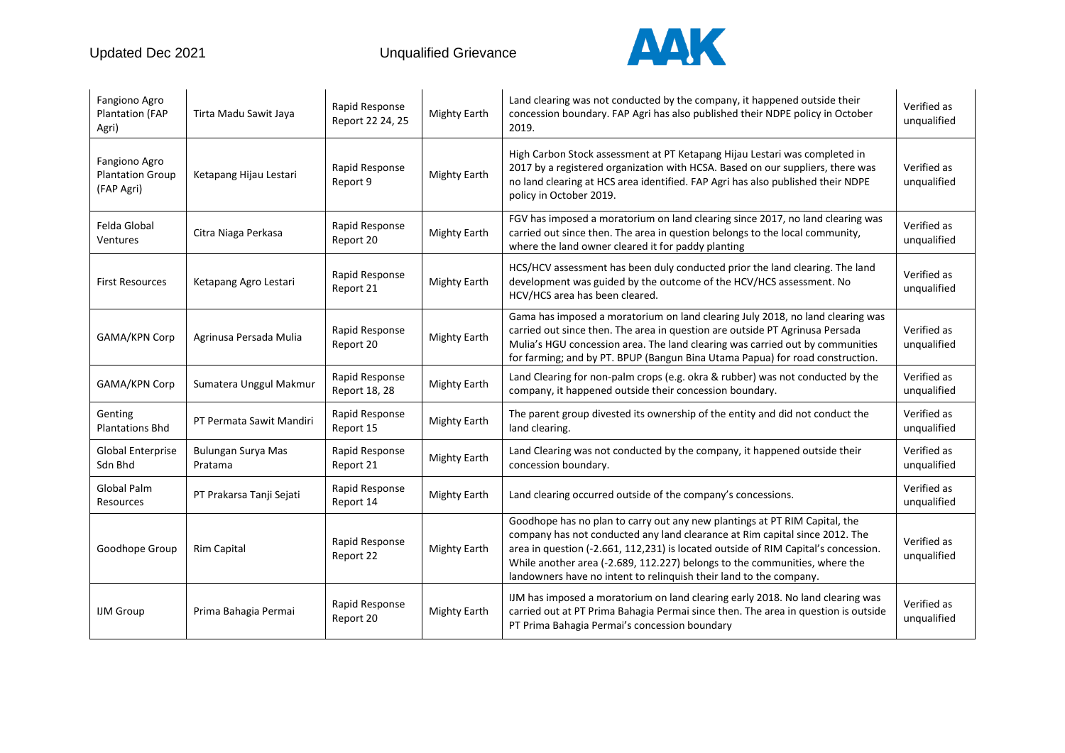| Fangiono Agro Plantation (FAP Agri) | Tirta Madu Sawit Jaya | Rapid Response Report 22 24, 25 | Mighty Earth | Land clearing was not conducted by the company, it happened outside their concession boundary. FAP Agri has also published their NDPE policy in October 2019. | Verified as unqualified |
|---|---|---|---|---|---|
| Fangiono Agro Plantation Group (FAP Agri) | Ketapang Hijau Lestari | Rapid Response Report 9 | Mighty Earth | High Carbon Stock assessment at PT Ketapang Hijau Lestari was completed in 2017 by a registered organization with HCSA. Based on our suppliers, there was no land clearing at HCS area identified. FAP Agri has also published their NDPE policy in October 2019. | Verified as unqualified |
| Felda Global Ventures | Citra Niaga Perkasa | Rapid Response Report 20 | Mighty Earth | FGV has imposed a moratorium on land clearing since 2017, no land clearing was carried out since then. The area in question belongs to the local community, where the land owner cleared it for paddy planting | Verified as unqualified |
| First Resources | Ketapang Agro Lestari | Rapid Response Report 21 | Mighty Earth | HCS/HCV assessment has been duly conducted prior the land clearing. The land development was guided by the outcome of the HCV/HCS assessment. No HCV/HCS area has been cleared. | Verified as unqualified |
| GAMA/KPN Corp | Agrinusa Persada Mulia | Rapid Response Report 20 | Mighty Earth | Gama has imposed a moratorium on land clearing July 2018, no land clearing was carried out since then. The area in question are outside PT Agrinusa Persada Mulia's HGU concession area. The land clearing was carried out by communities for farming; and by PT. BPUP (Bangun Bina Utama Papua) for road construction. | Verified as unqualified |
| GAMA/KPN Corp | Sumatera Unggul Makmur | Rapid Response Report 18, 28 | Mighty Earth | Land Clearing for non-palm crops (e.g. okra & rubber) was not conducted by the company, it happened outside their concession boundary. | Verified as unqualified |
| Genting Plantations Bhd | PT Permata Sawit Mandiri | Rapid Response Report 15 | Mighty Earth | The parent group divested its ownership of the entity and did not conduct the land clearing. | Verified as unqualified |
| Global Enterprise Sdn Bhd | Bulungan Surya Mas Pratama | Rapid Response Report 21 | Mighty Earth | Land Clearing was not conducted by the company, it happened outside their concession boundary. | Verified as unqualified |
| Global Palm Resources | PT Prakarsa Tanji Sejati | Rapid Response Report 14 | Mighty Earth | Land clearing occurred outside of the company's concessions. | Verified as unqualified |
| Goodhope Group | Rim Capital | Rapid Response Report 22 | Mighty Earth | Goodhope has no plan to carry out any new plantings at PT RIM Capital, the company has not conducted any land clearance at Rim capital since 2012. The area in question (-2.661, 112,231) is located outside of RIM Capital's concession. While another area (-2.689, 112.227) belongs to the communities, where the landowners have no intent to relinquish their land to the company. | Verified as unqualified |
| IJM Group | Prima Bahagia Permai | Rapid Response Report 20 | Mighty Earth | IJM has imposed a moratorium on land clearing early 2018. No land clearing was carried out at PT Prima Bahagia Permai since then. The area in question is outside PT Prima Bahagia Permai's concession boundary | Verified as unqualified |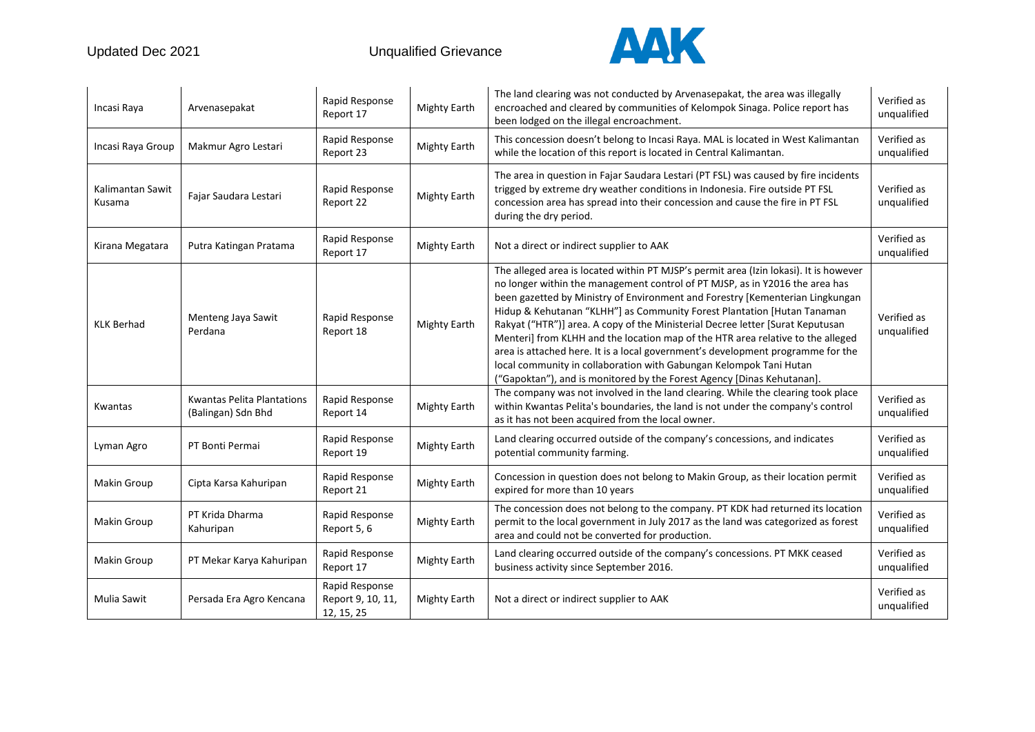| | | | | | |
|---|---|---|---|---|---|
| Incasi Raya | Arvenasepakat | Rapid Response Report 17 | Mighty Earth | The land clearing was not conducted by Arvenasepakat, the area was illegally encroached and cleared by communities of Kelompok Sinaga. Police report has been lodged on the illegal encroachment. | Verified as unqualified |
| Incasi Raya Group | Makmur Agro Lestari | Rapid Response Report 23 | Mighty Earth | This concession doesn't belong to Incasi Raya. MAL is located in West Kalimantan while the location of this report is located in Central Kalimantan. | Verified as unqualified |
| Kalimantan Sawit Kusama | Fajar Saudara Lestari | Rapid Response Report 22 | Mighty Earth | The area in question in Fajar Saudara Lestari (PT FSL) was caused by fire incidents trigged by extreme dry weather conditions in Indonesia. Fire outside PT FSL concession area has spread into their concession and cause the fire in PT FSL during the dry period. | Verified as unqualified |
| Kirana Megatara | Putra Katingan Pratama | Rapid Response Report 17 | Mighty Earth | Not a direct or indirect supplier to AAK | Verified as unqualified |
| KLK Berhad | Menteng Jaya Sawit Perdana | Rapid Response Report 18 | Mighty Earth | The alleged area is located within PT MJSP's permit area (Izin lokasi). It is however no longer within the management control of PT MJSP, as in Y2016 the area has been gazetted by Ministry of Environment and Forestry [Kementerian Lingkungan Hidup & Kehutanan "KLHH"] as Community Forest Plantation [Hutan Tanaman Rakyat ("HTR")] area. A copy of the Ministerial Decree letter [Surat Keputusan Menteri] from KLHH and the location map of the HTR area relative to the alleged area is attached here. It is a local government's development programme for the local community in collaboration with Gabungan Kelompok Tani Hutan ("Gapoktan"), and is monitored by the Forest Agency [Dinas Kehutanan]. | Verified as unqualified |
| Kwantas | Kwantas Pelita Plantations (Balingan) Sdn Bhd | Rapid Response Report 14 | Mighty Earth | The company was not involved in the land clearing. While the clearing took place within Kwantas Pelita's boundaries, the land is not under the company's control as it has not been acquired from the local owner. | Verified as unqualified |
| Lyman Agro | PT Bonti Permai | Rapid Response Report 19 | Mighty Earth | Land clearing occurred outside of the company's concessions, and indicates potential community farming. | Verified as unqualified |
| Makin Group | Cipta Karsa Kahuripan | Rapid Response Report 21 | Mighty Earth | Concession in question does not belong to Makin Group, as their location permit expired for more than 10 years | Verified as unqualified |
| Makin Group | PT Krida Dharma Kahuripan | Rapid Response Report 5, 6 | Mighty Earth | The concession does not belong to the company. PT KDK had returned its location permit to the local government in July 2017 as the land was categorized as forest area and could not be converted for production. | Verified as unqualified |
| Makin Group | PT Mekar Karya Kahuripan | Rapid Response Report 17 | Mighty Earth | Land clearing occurred outside of the company's concessions. PT MKK ceased business activity since September 2016. | Verified as unqualified |
| Mulia Sawit | Persada Era Agro Kencana | Rapid Response Report 9, 10, 11, 12, 15, 25 | Mighty Earth | Not a direct or indirect supplier to AAK | Verified as unqualified |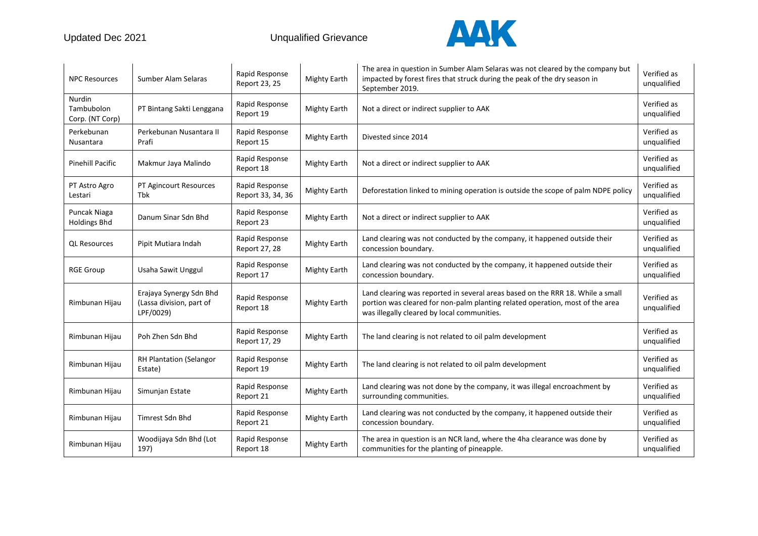| NPC Resources | Sumber Alam Selaras | Rapid Response Report 23, 25 | Mighty Earth | The area in question in Sumber Alam Selaras was not cleared by the company but impacted by forest fires that struck during the peak of the dry season in September 2019. | Verified as unqualified |
|---|---|---|---|---|---|
| Nurdin Tambubolon Corp. (NT Corp) | PT Bintang Sakti Lenggana | Rapid Response Report 19 | Mighty Earth | Not a direct or indirect supplier to AAK | Verified as unqualified |
| Perkebunan Nusantara | Perkebunan Nusantara II Prafi | Rapid Response Report 15 | Mighty Earth | Divested since 2014 | Verified as unqualified |
| Pinehill Pacific | Makmur Jaya Malindo | Rapid Response Report 18 | Mighty Earth | Not a direct or indirect supplier to AAK | Verified as unqualified |
| PT Astro Agro Lestari | PT Agincourt Resources Tbk | Rapid Response Report 33, 34, 36 | Mighty Earth | Deforestation linked to mining operation is outside the scope of palm NDPE policy | Verified as unqualified |
| Puncak Niaga Holdings Bhd | Danum Sinar Sdn Bhd | Rapid Response Report 23 | Mighty Earth | Not a direct or indirect supplier to AAK | Verified as unqualified |
| QL Resources | Pipit Mutiara Indah | Rapid Response Report 27, 28 | Mighty Earth | Land clearing was not conducted by the company, it happened outside their concession boundary. | Verified as unqualified |
| RGE Group | Usaha Sawit Unggul | Rapid Response Report 17 | Mighty Earth | Land clearing was not conducted by the company, it happened outside their concession boundary. | Verified as unqualified |
| Rimbunan Hijau | Erajaya Synergy Sdn Bhd (Lassa division, part of LPF/0029) | Rapid Response Report 18 | Mighty Earth | Land clearing was reported in several areas based on the RRR 18. While a small portion was cleared for non-palm planting related operation, most of the area was illegally cleared by local communities. | Verified as unqualified |
| Rimbunan Hijau | Poh Zhen Sdn Bhd | Rapid Response Report 17, 29 | Mighty Earth | The land clearing is not related to oil palm development | Verified as unqualified |
| Rimbunan Hijau | RH Plantation (Selangor Estate) | Rapid Response Report 19 | Mighty Earth | The land clearing is not related to oil palm development | Verified as unqualified |
| Rimbunan Hijau | Simunjan Estate | Rapid Response Report 21 | Mighty Earth | Land clearing was not done by the company, it was illegal encroachment by surrounding communities. | Verified as unqualified |
| Rimbunan Hijau | Timrest Sdn Bhd | Rapid Response Report 21 | Mighty Earth | Land clearing was not conducted by the company, it happened outside their concession boundary. | Verified as unqualified |
| Rimbunan Hijau | Woodijaya Sdn Bhd (Lot 197) | Rapid Response Report 18 | Mighty Earth | The area in question is an NCR land, where the 4ha clearance was done by communities for the planting of pineapple. | Verified as unqualified |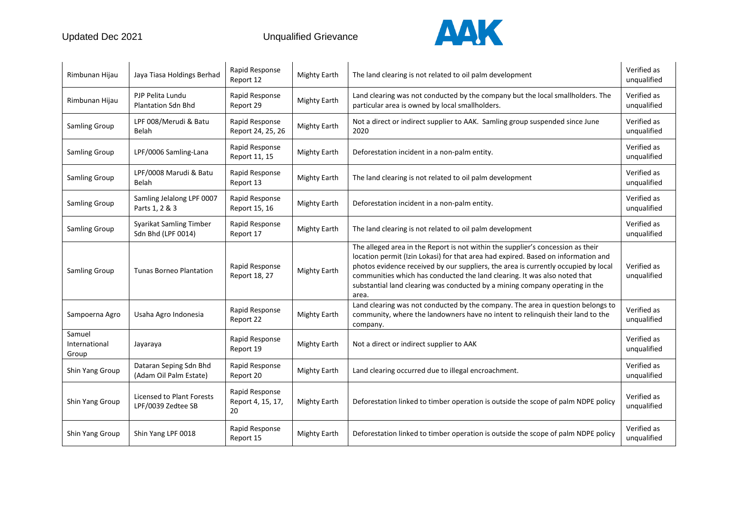| Rimbunan Hijau | Jaya Tiasa Holdings Berhad | Rapid Response Report 12 | Mighty Earth | The land clearing is not related to oil palm development | Verified as unqualified |
|---|---|---|---|---|---|
| Rimbunan Hijau | PJP Pelita Lundu Plantation Sdn Bhd | Rapid Response Report 29 | Mighty Earth | Land clearing was not conducted by the company but the local smallholders. The particular area is owned by local smallholders. | Verified as unqualified |
| Samling Group | LPF 008/Merudi & Batu Belah | Rapid Response Report 24, 25, 26 | Mighty Earth | Not a direct or indirect supplier to AAK. Samling group suspended since June 2020 | Verified as unqualified |
| Samling Group | LPF/0006 Samling-Lana | Rapid Response Report 11, 15 | Mighty Earth | Deforestation incident in a non-palm entity. | Verified as unqualified |
| Samling Group | LPF/0008 Marudi & Batu Belah | Rapid Response Report 13 | Mighty Earth | The land clearing is not related to oil palm development | Verified as unqualified |
| Samling Group | Samling Jelalong LPF 0007 Parts 1, 2 & 3 | Rapid Response Report 15, 16 | Mighty Earth | Deforestation incident in a non-palm entity. | Verified as unqualified |
| Samling Group | Syarikat Samling Timber Sdn Bhd (LPF 0014) | Rapid Response Report 17 | Mighty Earth | The land clearing is not related to oil palm development | Verified as unqualified |
| Samling Group | Tunas Borneo Plantation | Rapid Response Report 18, 27 | Mighty Earth | The alleged area in the Report is not within the supplier's concession as their location permit (Izin Lokasi) for that area had expired. Based on information and photos evidence received by our suppliers, the area is currently occupied by local communities which has conducted the land clearing. It was also noted that substantial land clearing was conducted by a mining company operating in the area. | Verified as unqualified |
| Sampoerna Agro | Usaha Agro Indonesia | Rapid Response Report 22 | Mighty Earth | Land clearing was not conducted by the company. The area in question belongs to community, where the landowners have no intent to relinquish their land to the company. | Verified as unqualified |
| Samuel International Group | Jayaraya | Rapid Response Report 19 | Mighty Earth | Not a direct or indirect supplier to AAK | Verified as unqualified |
| Shin Yang Group | Dataran Seping Sdn Bhd (Adam Oil Palm Estate) | Rapid Response Report 20 | Mighty Earth | Land clearing occurred due to illegal encroachment. | Verified as unqualified |
| Shin Yang Group | Licensed to Plant Forests LPF/0039 Zedtee SB | Rapid Response Report 4, 15, 17, 20 | Mighty Earth | Deforestation linked to timber operation is outside the scope of palm NDPE policy | Verified as unqualified |
| Shin Yang Group | Shin Yang LPF 0018 | Rapid Response Report 15 | Mighty Earth | Deforestation linked to timber operation is outside the scope of palm NDPE policy | Verified as unqualified |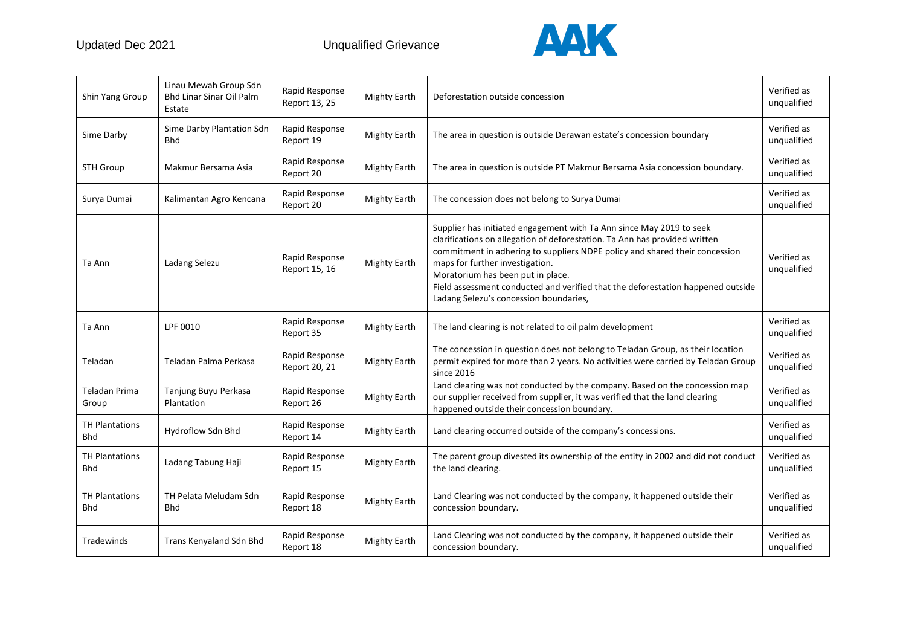| Shin Yang Group | Linau Mewah Group Sdn Bhd Linar Sinar Oil Palm Estate | Rapid Response Report 13, 25 | Mighty Earth | Deforestation outside concession | Verified as unqualified |
|---|---|---|---|---|---|
| Sime Darby | Sime Darby Plantation Sdn Bhd | Rapid Response Report 19 | Mighty Earth | The area in question is outside Derawan estate's concession boundary | Verified as unqualified |
| STH Group | Makmur Bersama Asia | Rapid Response Report 20 | Mighty Earth | The area in question is outside PT Makmur Bersama Asia concession boundary. | Verified as unqualified |
| Surya Dumai | Kalimantan Agro Kencana | Rapid Response Report 20 | Mighty Earth | The concession does not belong to Surya Dumai | Verified as unqualified |
| Ta Ann | Ladang Selezu | Rapid Response Report 15, 16 | Mighty Earth | Supplier has initiated engagement with Ta Ann since May 2019 to seek clarifications on allegation of deforestation. Ta Ann has provided written commitment in adhering to suppliers NDPE policy and shared their concession maps for further investigation.<br>Moratorium has been put in place.<br>Field assessment conducted and verified that the deforestation happened outside Ladang Selezu's concession boundaries, | Verified as unqualified |
| Ta Ann | LPF 0010 | Rapid Response Report 35 | Mighty Earth | The land clearing is not related to oil palm development | Verified as unqualified |
| Teladan | Teladan Palma Perkasa | Rapid Response Report 20, 21 | Mighty Earth | The concession in question does not belong to Teladan Group, as their location permit expired for more than 2 years. No activities were carried by Teladan Group since 2016 | Verified as unqualified |
| Teladan Prima Group | Tanjung Buyu Perkasa Plantation | Rapid Response Report 26 | Mighty Earth | Land clearing was not conducted by the company. Based on the concession map our supplier received from supplier, it was verified that the land clearing happened outside their concession boundary. | Verified as unqualified |
| TH Plantations Bhd | Hydroflow Sdn Bhd | Rapid Response Report 14 | Mighty Earth | Land clearing occurred outside of the company's concessions. | Verified as unqualified |
| TH Plantations Bhd | Ladang Tabung Haji | Rapid Response Report 15 | Mighty Earth | The parent group divested its ownership of the entity in 2002 and did not conduct the land clearing. | Verified as unqualified |
| TH Plantations Bhd | TH Pelata Meludam Sdn Bhd | Rapid Response Report 18 | Mighty Earth | Land Clearing was not conducted by the company, it happened outside their concession boundary. | Verified as unqualified |
| Tradewinds | Trans Kenyaland Sdn Bhd | Rapid Response Report 18 | Mighty Earth | Land Clearing was not conducted by the company, it happened outside their concession boundary. | Verified as unqualified |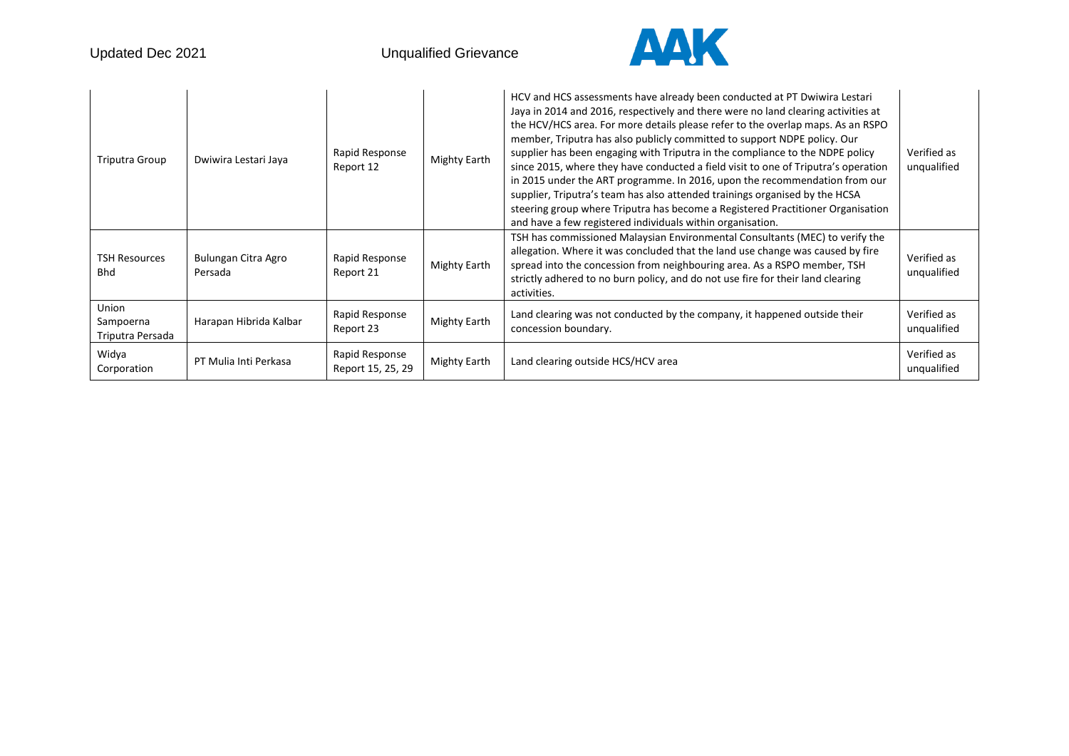| | | | | | |
|---|---|---|---|---|---|
| Triputra Group | Dwiwira Lestari Jaya | Rapid Response Report 12 | Mighty Earth | HCV and HCS assessments have already been conducted at PT Dwiwira Lestari Jaya in 2014 and 2016, respectively and there were no land clearing activities at the HCV/HCS area. For more details please refer to the overlap maps. As an RSPO member, Triputra has also publicly committed to support NDPE policy. Our supplier has been engaging with Triputra in the compliance to the NDPE policy since 2015, where they have conducted a field visit to one of Triputra's operation in 2015 under the ART programme. In 2016, upon the recommendation from our supplier, Triputra's team has also attended trainings organised by the HCSA steering group where Triputra has become a Registered Practitioner Organisation and have a few registered individuals within organisation. | Verified as unqualified |
| TSH Resources Bhd | Bulungan Citra Agro Persada | Rapid Response Report 21 | Mighty Earth | TSH has commissioned Malaysian Environmental Consultants (MEC) to verify the allegation. Where it was concluded that the land use change was caused by fire spread into the concession from neighbouring area. As a RSPO member, TSH strictly adhered to no burn policy, and do not use fire for their land clearing activities. | Verified as unqualified |
| Union Sampoerna Triputra Persada | Harapan Hibrida Kalbar | Rapid Response Report 23 | Mighty Earth | Land clearing was not conducted by the company, it happened outside their concession boundary. | Verified as unqualified |
| Widya Corporation | PT Mulia Inti Perkasa | Rapid Response Report 15, 25, 29 | Mighty Earth | Land clearing outside HCS/HCV area | Verified as unqualified |